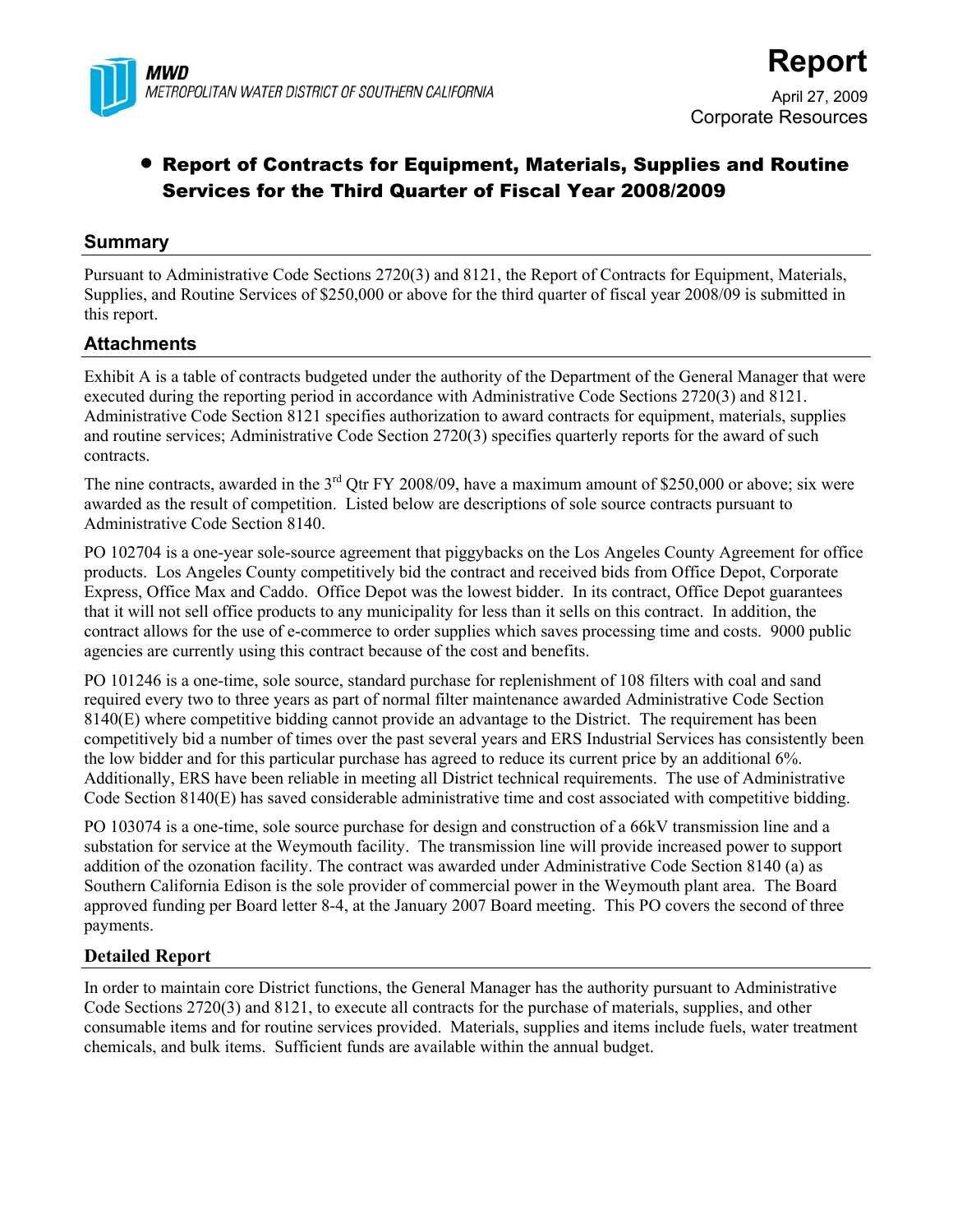MWD
METROPOLITAN WATER DISTRICT OF SOUTHERN CALIFORNIA

# Report

April 27, 2009
Corporate Resources

## • Report of Contracts for Equipment, Materials, Supplies and Routine Services for the Third Quarter of Fiscal Year 2008/2009

## Summary

Pursuant to Administrative Code Sections 2720(3) and 8121, the Report of Contracts for Equipment, Materials, Supplies, and Routine Services of $250,000 or above for the third quarter of fiscal year 2008/09 is submitted in this report.

## Attachments

Exhibit A is a table of contracts budgeted under the authority of the Department of the General Manager that were executed during the reporting period in accordance with Administrative Code Sections 2720(3) and 8121. Administrative Code Section 8121 specifies authorization to award contracts for equipment, materials, supplies and routine services; Administrative Code Section 2720(3) specifies quarterly reports for the award of such contracts.

The nine contracts, awarded in the 3rd Qtr FY 2008/09, have a maximum amount of $250,000 or above; six were awarded as the result of competition. Listed below are descriptions of sole source contracts pursuant to Administrative Code Section 8140.

PO 102704 is a one-year sole-source agreement that piggybacks on the Los Angeles County Agreement for office products. Los Angeles County competitively bid the contract and received bids from Office Depot, Corporate Express, Office Max and Caddo. Office Depot was the lowest bidder. In its contract, Office Depot guarantees that it will not sell office products to any municipality for less than it sells on this contract. In addition, the contract allows for the use of e-commerce to order supplies which saves processing time and costs. 9000 public agencies are currently using this contract because of the cost and benefits.

PO 101246 is a one-time, sole source, standard purchase for replenishment of 108 filters with coal and sand required every two to three years as part of normal filter maintenance awarded Administrative Code Section 8140(E) where competitive bidding cannot provide an advantage to the District. The requirement has been competitively bid a number of times over the past several years and ERS Industrial Services has consistently been the low bidder and for this particular purchase has agreed to reduce its current price by an additional 6%. Additionally, ERS have been reliable in meeting all District technical requirements. The use of Administrative Code Section 8140(E) has saved considerable administrative time and cost associated with competitive bidding.

PO 103074 is a one-time, sole source purchase for design and construction of a 66kV transmission line and a substation for service at the Weymouth facility. The transmission line will provide increased power to support addition of the ozonation facility. The contract was awarded under Administrative Code Section 8140 (a) as Southern California Edison is the sole provider of commercial power in the Weymouth plant area. The Board approved funding per Board letter 8-4, at the January 2007 Board meeting. This PO covers the second of three payments.

## Detailed Report

In order to maintain core District functions, the General Manager has the authority pursuant to Administrative Code Sections 2720(3) and 8121, to execute all contracts for the purchase of materials, supplies, and other consumable items and for routine services provided. Materials, supplies and items include fuels, water treatment chemicals, and bulk items. Sufficient funds are available within the annual budget.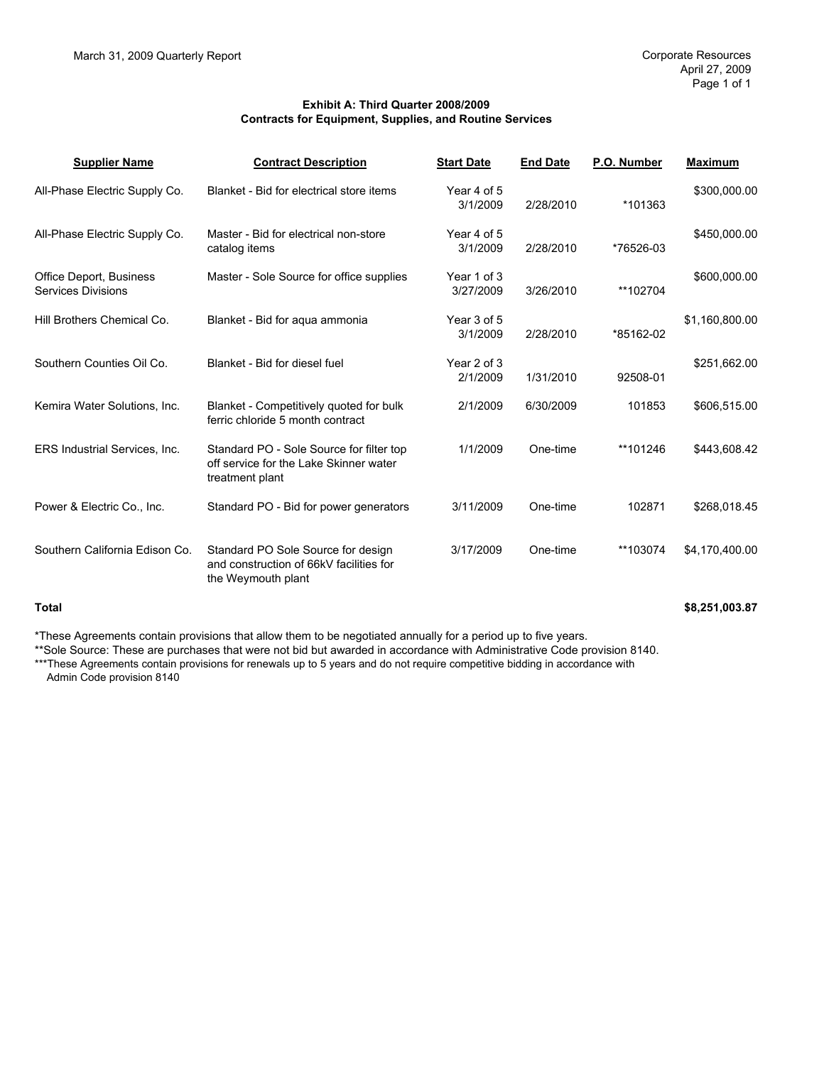**Exhibit A: Third Quarter 2008/2009**
**Contracts for Equipment, Supplies, and Routine Services**

| Supplier Name | Contract Description | Start Date | End Date | P.O. Number | Maximum |
|---|---|---|---|---|---|
| All-Phase Electric Supply Co. | Blanket - Bid for electrical store items | Year 4 of 5 3/1/2009 | 2/28/2010 | *101363 | $300,000.00 |
| All-Phase Electric Supply Co. | Master - Bid for electrical non-store catalog items | Year 4 of 5 3/1/2009 | 2/28/2010 | *76526-03 | $450,000.00 |
| Office Deport, Business Services Divisions | Master - Sole Source for office supplies | Year 1 of 3 3/27/2009 | 3/26/2010 | **102704 | $600,000.00 |
| Hill Brothers Chemical Co. | Blanket - Bid for aqua ammonia | Year 3 of 5 3/1/2009 | 2/28/2010 | *85162-02 | $1,160,800.00 |
| Southern Counties Oil Co. | Blanket - Bid for diesel fuel | Year 2 of 3 2/1/2009 | 1/31/2010 | 92508-01 | $251,662.00 |
| Kemira Water Solutions, Inc. | Blanket - Competitively quoted for bulk ferric chloride 5 month contract | 2/1/2009 | 6/30/2009 | 101853 | $606,515.00 |
| ERS Industrial Services, Inc. | Standard PO - Sole Source for filter top off service for the Lake Skinner water treatment plant | 1/1/2009 | One-time | **101246 | $443,608.42 |
| Power & Electric Co., Inc. | Standard PO - Bid for power generators | 3/11/2009 | One-time | 102871 | $268,018.45 |
| Southern California Edison Co. | Standard PO Sole Source for design and construction of 66kV facilities for the Weymouth plant | 3/17/2009 | One-time | **103074 | $4,170,400.00 |
| **Total** | | | | | **$8,251,003.87** |

*These Agreements contain provisions that allow them to be negotiated annually for a period up to five years.

**Sole Source: These are purchases that were not bid but awarded in accordance with Administrative Code provision 8140.

***These Agreements contain provisions for renewals up to 5 years and do not require competitive bidding in accordance with Admin Code provision 8140